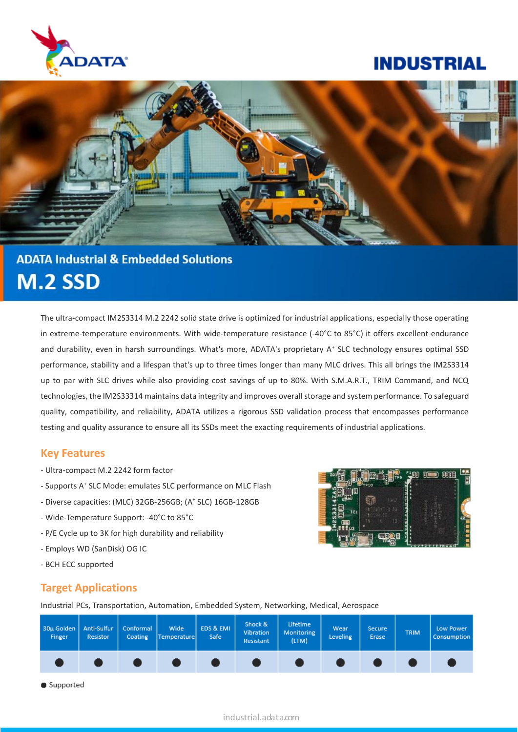ADATA

# INDUSTRIAL

## ADATA Industrial & Embedded Solutions

# M.2 SSD

The ultra-compact IM2S3314 M.2 2242 solid state drive is optimized for industrial applications, especially those operating in extreme-temperature environments. With wide-temperature resistance (-40°C to 85°C) it offers excellent endurance and durability, even in harsh surroundings. What's more, ADATA's proprietary A+ SLC technology ensures optimal SSD performance, stability and a lifespan that's up to three times longer than many MLC drives. This all brings the IM2S3314 up to par with SLC drives while also providing cost savings of up to 80%. With S.M.A.R.T., TRIM Command, and NCQ technologies, the IM2S33314 maintains data integrity and improves overall storage and system performance. To safeguard quality, compatibility, and reliability, ADATA utilizes a rigorous SSD validation process that encompasses performance testing and quality assurance to ensure all its SSDs meet the exacting requirements of industrial applications.

## Key Features

- Ultra-compact M.2 2242 form factor
- Supports A+ SLC Mode: emulates SLC performance on MLC Flash
- Diverse capacities: (MLC) 32GB-256GB; (A+ SLC) 16GB-128GB
- Wide-Temperature Support: -40°C to 85°C
- P/E Cycle up to 3K for high durability and reliability
- Employs WD (SanDisk) OG IC
- BCH ECC supported

## Target Applications

Industrial PCs, Transportation, Automation, Embedded System, Networking, Medical, Aerospace

| 30μ Golden Finger | Anti-Sulfur Resistor | Conformal Coating | Wide Temperature | EDS & EMI Safe | Shock & Vibration Resistant | Lifetime Monitoring (LTM) | Wear Leveling | Secure Erase | TRIM | Low Power Consumption |
|---|---|---|---|---|---|---|---|---|---|---|
| ● | ● | ● | ● | ● | ● | ● | ● | ● | ● | ● |

● Supported

industrial.adata.com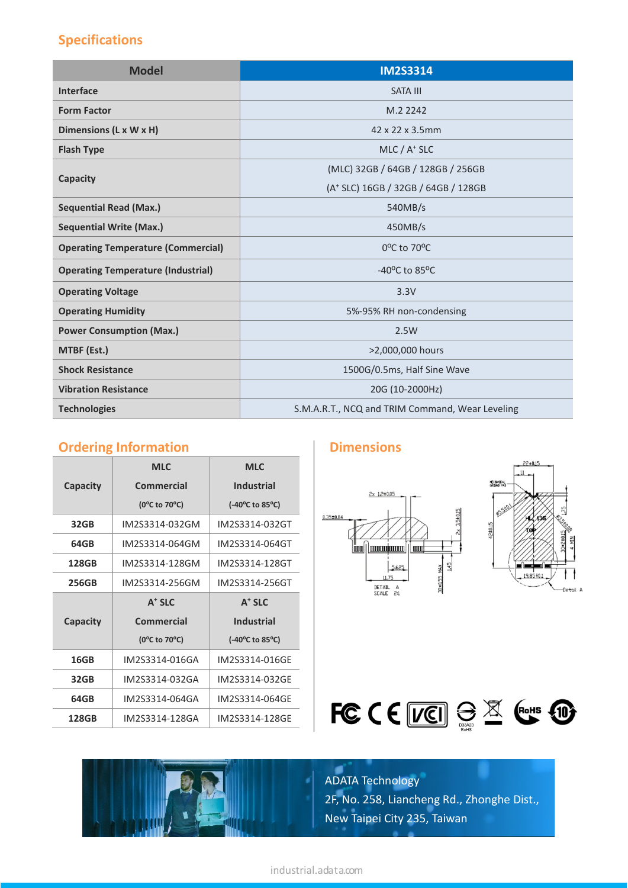## Specifications

| Model | IM2S3314 |
|---|---|
| Interface | SATA III |
| Form Factor | M.2 2242 |
| Dimensions (L x W x H) | 42 x 22 x 3.5mm |
| Flash Type | MLC / A+ SLC |
| Capacity | (MLC) 32GB / 64GB / 128GB / 256GB<br>(A+ SLC) 16GB / 32GB / 64GB / 128GB |
| Sequential Read (Max.) | 540MB/s |
| Sequential Write (Max.) | 450MB/s |
| Operating Temperature (Commercial) | 0ºC to 70ºC |
| Operating Temperature (Industrial) | -40ºC to 85ºC |
| Operating Voltage | 3.3V |
| Operating Humidity | 5%-95% RH non-condensing |
| Power Consumption (Max.) | 2.5W |
| MTBF (Est.) | >2,000,000 hours |
| Shock Resistance | 1500G/0.5ms, Half Sine Wave |
| Vibration Resistance | 20G (10-2000Hz) |
| Technologies | S.M.A.R.T., NCQ and TRIM Command, Wear Leveling |

## Ordering Information

| Capacity | MLC Commercial (0ºC to 70ºC) | MLC Industrial (-40ºC to 85ºC) |
|---|---|---|
| 32GB | IM2S3314-032GM | IM2S3314-032GT |
| 64GB | IM2S3314-064GM | IM2S3314-064GT |
| 128GB | IM2S3314-128GM | IM2S3314-128GT |
| 256GB | IM2S3314-256GM | IM2S3314-256GT |
| **Capacity** | **A+ SLC Commercial (0ºC to 70ºC)** | **A+ SLC Industrial (-40ºC to 85ºC)** |
| 16GB | IM2S3314-016GA | IM2S3314-016GE |
| 32GB | IM2S3314-032GA | IM2S3314-032GE |
| 64GB | IM2S3314-064GA | IM2S3314-064GE |
| 128GB | IM2S3314-128GA | IM2S3314-128GE |

## Dimensions

2x 12±0.05
0.35±0.04
5.625
11.75
DETAIL A
SCALE 2:1
22±0.15
42±0.15
Detail A
19.85±0.1
TOP

D33A23
RoHS

ADATA Technology
2F, No. 258, Liancheng Rd., Zhonghe Dist.,
New Taipei City 235, Taiwan

industrial.adata.com